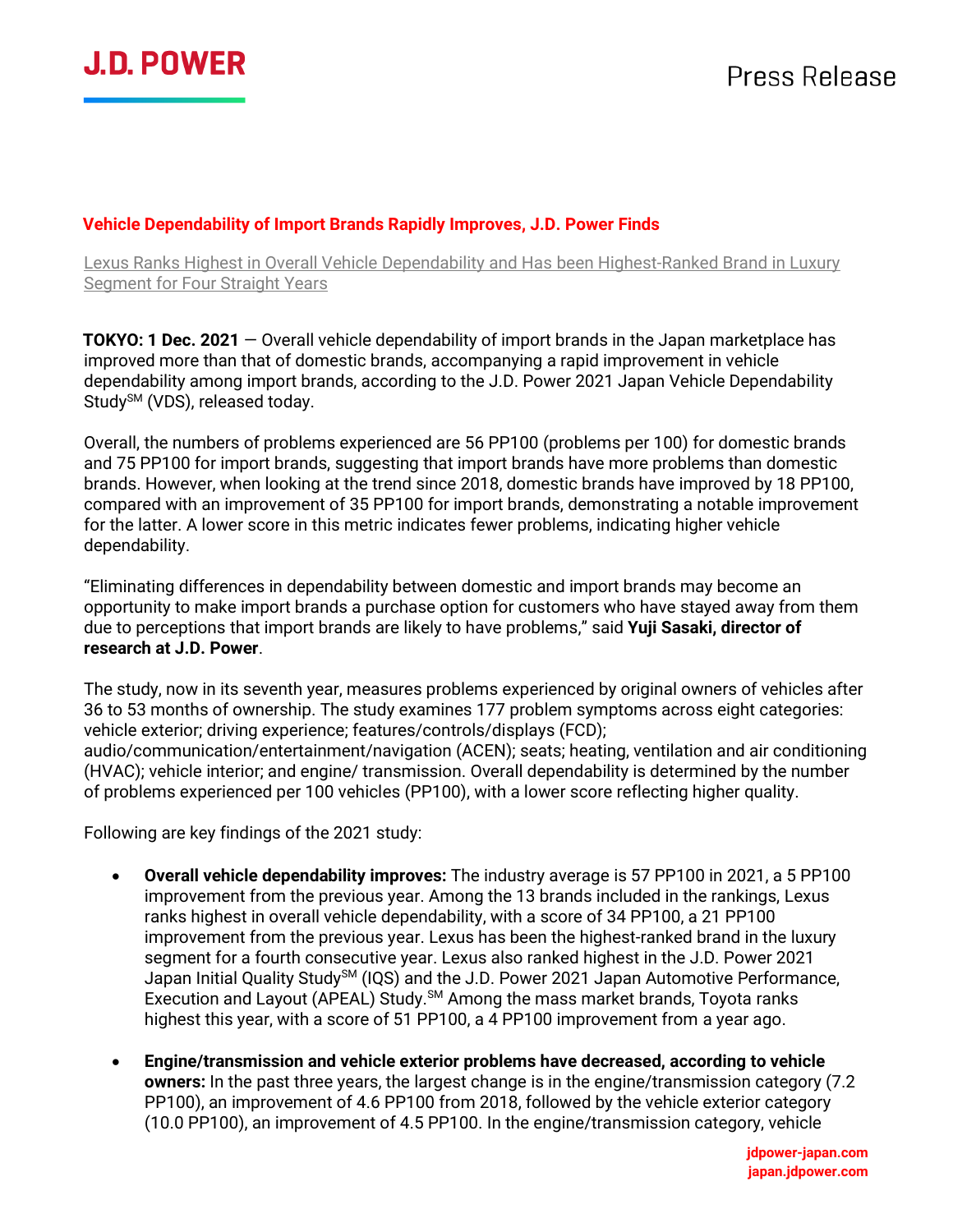J.D. POWER

Press Release

# Vehicle Dependability of Import Brands Rapidly Improves, J.D. Power Finds

## Lexus Ranks Highest in Overall Vehicle Dependability and Has been Highest-Ranked Brand in Luxury Segment for Four Straight Years

**TOKYO: 1 Dec. 2021** — Overall vehicle dependability of import brands in the Japan marketplace has improved more than that of domestic brands, accompanying a rapid improvement in vehicle dependability among import brands, according to the J.D. Power 2021 Japan Vehicle Dependability Study℠ (VDS), released today.

Overall, the numbers of problems experienced are 56 PP100 (problems per 100) for domestic brands and 75 PP100 for import brands, suggesting that import brands have more problems than domestic brands. However, when looking at the trend since 2018, domestic brands have improved by 18 PP100, compared with an improvement of 35 PP100 for import brands, demonstrating a notable improvement for the latter. A lower score in this metric indicates fewer problems, indicating higher vehicle dependability.

"Eliminating differences in dependability between domestic and import brands may become an opportunity to make import brands a purchase option for customers who have stayed away from them due to perceptions that import brands are likely to have problems," said **Yuji Sasaki, director of research at J.D. Power**.

The study, now in its seventh year, measures problems experienced by original owners of vehicles after 36 to 53 months of ownership. The study examines 177 problem symptoms across eight categories: vehicle exterior; driving experience; features/controls/displays (FCD); audio/communication/entertainment/navigation (ACEN); seats; heating, ventilation and air conditioning (HVAC); vehicle interior; and engine/ transmission. Overall dependability is determined by the number of problems experienced per 100 vehicles (PP100), with a lower score reflecting higher quality.

Following are key findings of the 2021 study:

- **Overall vehicle dependability improves:** The industry average is 57 PP100 in 2021, a 5 PP100 improvement from the previous year. Among the 13 brands included in the rankings, Lexus ranks highest in overall vehicle dependability, with a score of 34 PP100, a 21 PP100 improvement from the previous year. Lexus has been the highest-ranked brand in the luxury segment for a fourth consecutive year. Lexus also ranked highest in the J.D. Power 2021 Japan Initial Quality Study℠ (IQS) and the J.D. Power 2021 Japan Automotive Performance, Execution and Layout (APEAL) Study.℠ Among the mass market brands, Toyota ranks highest this year, with a score of 51 PP100, a 4 PP100 improvement from a year ago.

- **Engine/transmission and vehicle exterior problems have decreased, according to vehicle owners:** In the past three years, the largest change is in the engine/transmission category (7.2 PP100), an improvement of 4.6 PP100 from 2018, followed by the vehicle exterior category (10.0 PP100), an improvement of 4.5 PP100. In the engine/transmission category, vehicle

jdpower-japan.com
japan.jdpower.com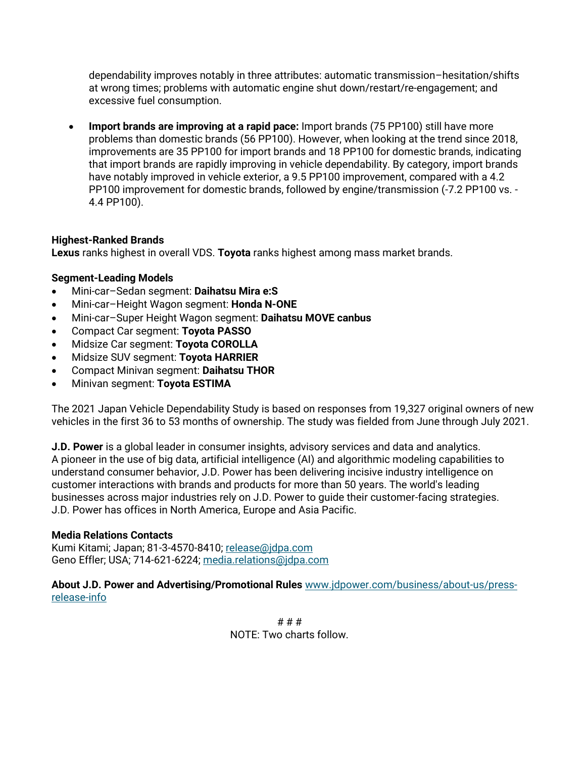dependability improves notably in three attributes: automatic transmission–hesitation/shifts at wrong times; problems with automatic engine shut down/restart/re-engagement; and excessive fuel consumption.

- **Import brands are improving at a rapid pace:** Import brands (75 PP100) still have more problems than domestic brands (56 PP100). However, when looking at the trend since 2018, improvements are 35 PP100 for import brands and 18 PP100 for domestic brands, indicating that import brands are rapidly improving in vehicle dependability. By category, import brands have notably improved in vehicle exterior, a 9.5 PP100 improvement, compared with a 4.2 PP100 improvement for domestic brands, followed by engine/transmission (-7.2 PP100 vs. -4.4 PP100).

**Highest-Ranked Brands**
**Lexus** ranks highest in overall VDS. **Toyota** ranks highest among mass market brands.

**Segment-Leading Models**
- Mini-car–Sedan segment: **Daihatsu Mira e:S**
- Mini-car–Height Wagon segment: **Honda N-ONE**
- Mini-car–Super Height Wagon segment: **Daihatsu MOVE canbus**
- Compact Car segment: **Toyota PASSO**
- Midsize Car segment: **Toyota COROLLA**
- Midsize SUV segment: **Toyota HARRIER**
- Compact Minivan segment: **Daihatsu THOR**
- Minivan segment: **Toyota ESTIMA**

The 2021 Japan Vehicle Dependability Study is based on responses from 19,327 original owners of new vehicles in the first 36 to 53 months of ownership. The study was fielded from June through July 2021.

**J.D. Power** is a global leader in consumer insights, advisory services and data and analytics. A pioneer in the use of big data, artificial intelligence (AI) and algorithmic modeling capabilities to understand consumer behavior, J.D. Power has been delivering incisive industry intelligence on customer interactions with brands and products for more than 50 years. The world's leading businesses across major industries rely on J.D. Power to guide their customer-facing strategies. J.D. Power has offices in North America, Europe and Asia Pacific.

**Media Relations Contacts**
Kumi Kitami; Japan; 81-3-4570-8410; release@jdpa.com
Geno Effler; USA; 714-621-6224; media.relations@jdpa.com

**About J.D. Power and Advertising/Promotional Rules** www.jdpower.com/business/about-us/press-release-info

# # #
NOTE: Two charts follow.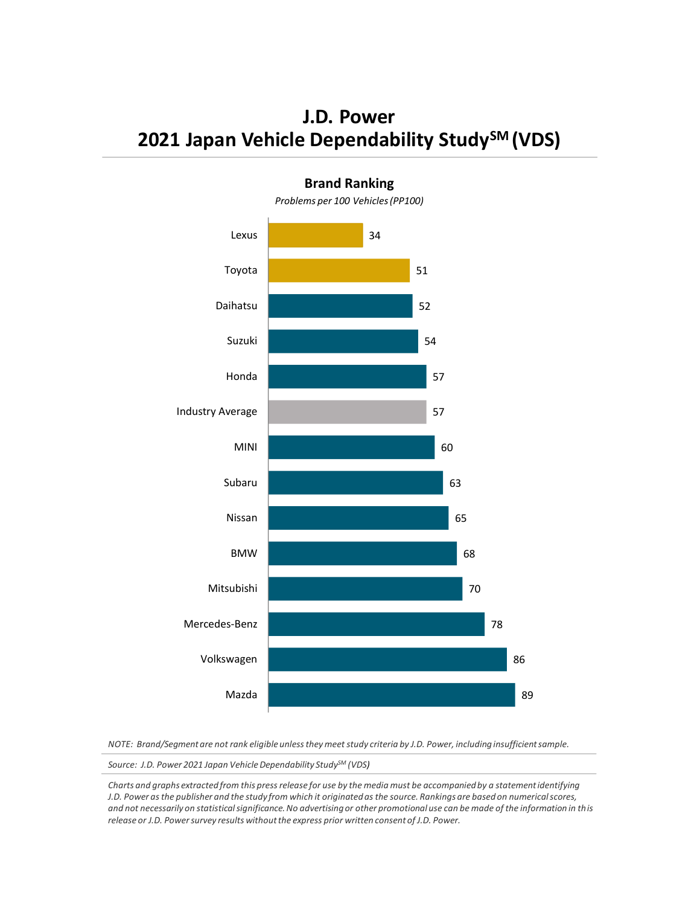# J.D. Power
# 2021 Japan Vehicle Dependability Study[SM] (VDS)

## Brand Ranking

*Problems per 100 Vehicles (PP100)*

| Brand | PP100 |
|---|---|
| Lexus | 34 |
| Toyota | 51 |
| Daihatsu | 52 |
| Suzuki | 54 |
| Honda | 57 |
| Industry Average | 57 |
| MINI | 60 |
| Subaru | 63 |
| Nissan | 65 |
| BMW | 68 |
| Mitsubishi | 70 |
| Mercedes-Benz | 78 |
| Volkswagen | 86 |
| Mazda | 89 |

*NOTE: Brand/Segment are not rank eligible unless they meet study criteria by J.D. Power, including insufficient sample.*

*Source: J.D. Power 2021 Japan Vehicle Dependability Study[SM] (VDS)*

*Charts and graphs extracted from this press release for use by the media must be accompanied by a statement identifying J.D. Power as the publisher and the study from which it originated as the source. Rankings are based on numerical scores, and not necessarily on statistical significance. No advertising or other promotional use can be made of the information in this release or J.D. Power survey results without the express prior written consent of J.D. Power.*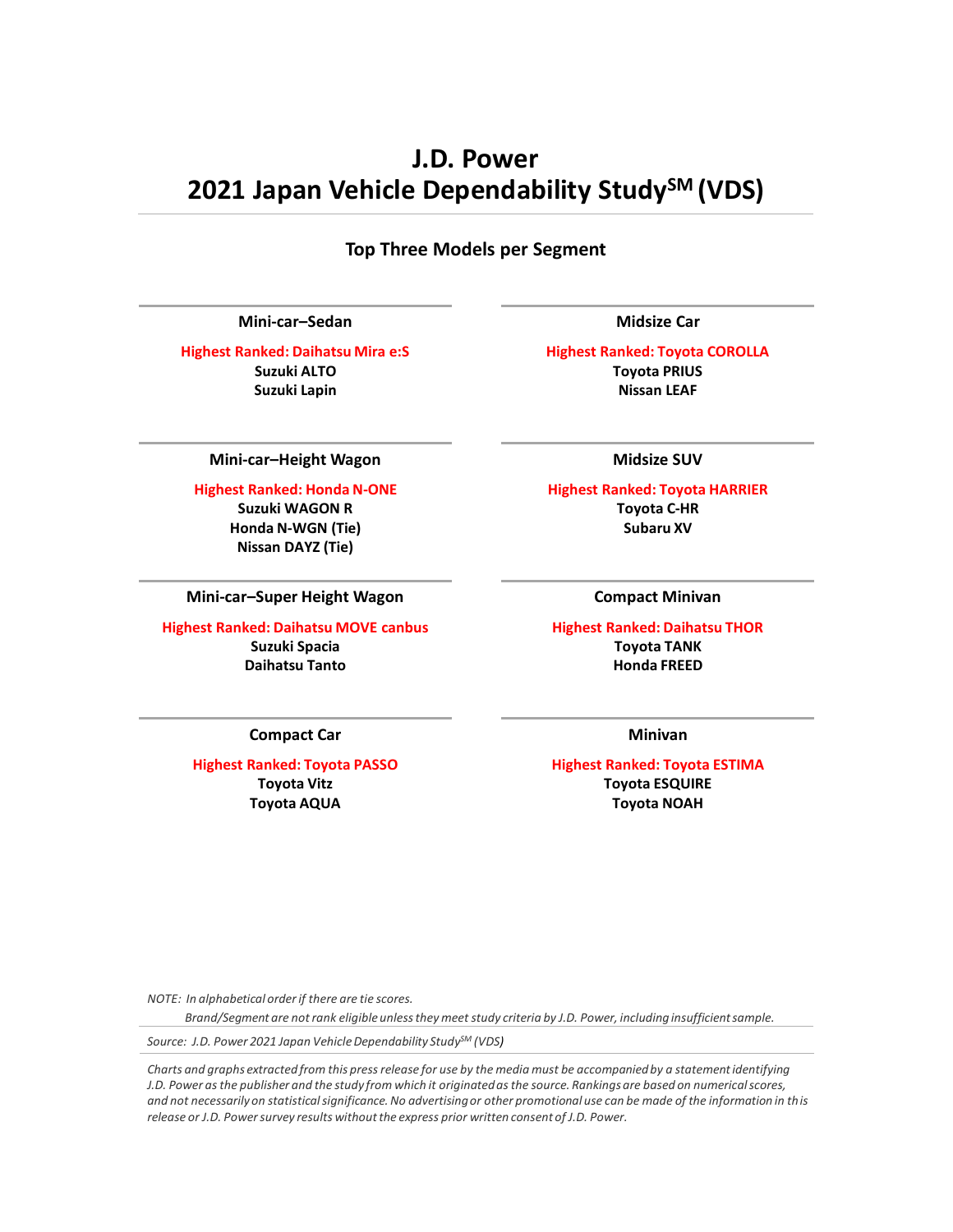# J.D. Power
# 2021 Japan Vehicle Dependability Study$^{SM}$ (VDS)

## Top Three Models per Segment

### Mini-car–Sedan

**Highest Ranked: Daihatsu Mira e:S**
**Suzuki ALTO**
**Suzuki Lapin**

### Midsize Car

**Highest Ranked: Toyota COROLLA**
**Toyota PRIUS**
**Nissan LEAF**

### Mini-car–Height Wagon

**Highest Ranked: Honda N-ONE**
**Suzuki WAGON R**
**Honda N-WGN (Tie)**
**Nissan DAYZ (Tie)**

### Midsize SUV

**Highest Ranked: Toyota HARRIER**
**Toyota C-HR**
**Subaru XV**

### Mini-car–Super Height Wagon

**Highest Ranked: Daihatsu MOVE canbus**
**Suzuki Spacia**
**Daihatsu Tanto**

### Compact Minivan

**Highest Ranked: Daihatsu THOR**
**Toyota TANK**
**Honda FREED**

### Compact Car

**Highest Ranked: Toyota PASSO**
**Toyota Vitz**
**Toyota AQUA**

### Minivan

**Highest Ranked: Toyota ESTIMA**
**Toyota ESQUIRE**
**Toyota NOAH**

*NOTE: In alphabetical order if there are tie scores.*
*Brand/Segment are not rank eligible unless they meet study criteria by J.D. Power, including insufficient sample.*

*Source: J.D. Power 2021 Japan Vehicle Dependability Study$^{SM}$ (VDS)*

*Charts and graphs extracted from this press release for use by the media must be accompanied by a statement identifying J.D. Power as the publisher and the study from which it originated as the source. Rankings are based on numerical scores, and not necessarily on statistical significance. No advertising or other promotional use can be made of the information in this release or J.D. Power survey results without the express prior written consent of J.D. Power.*